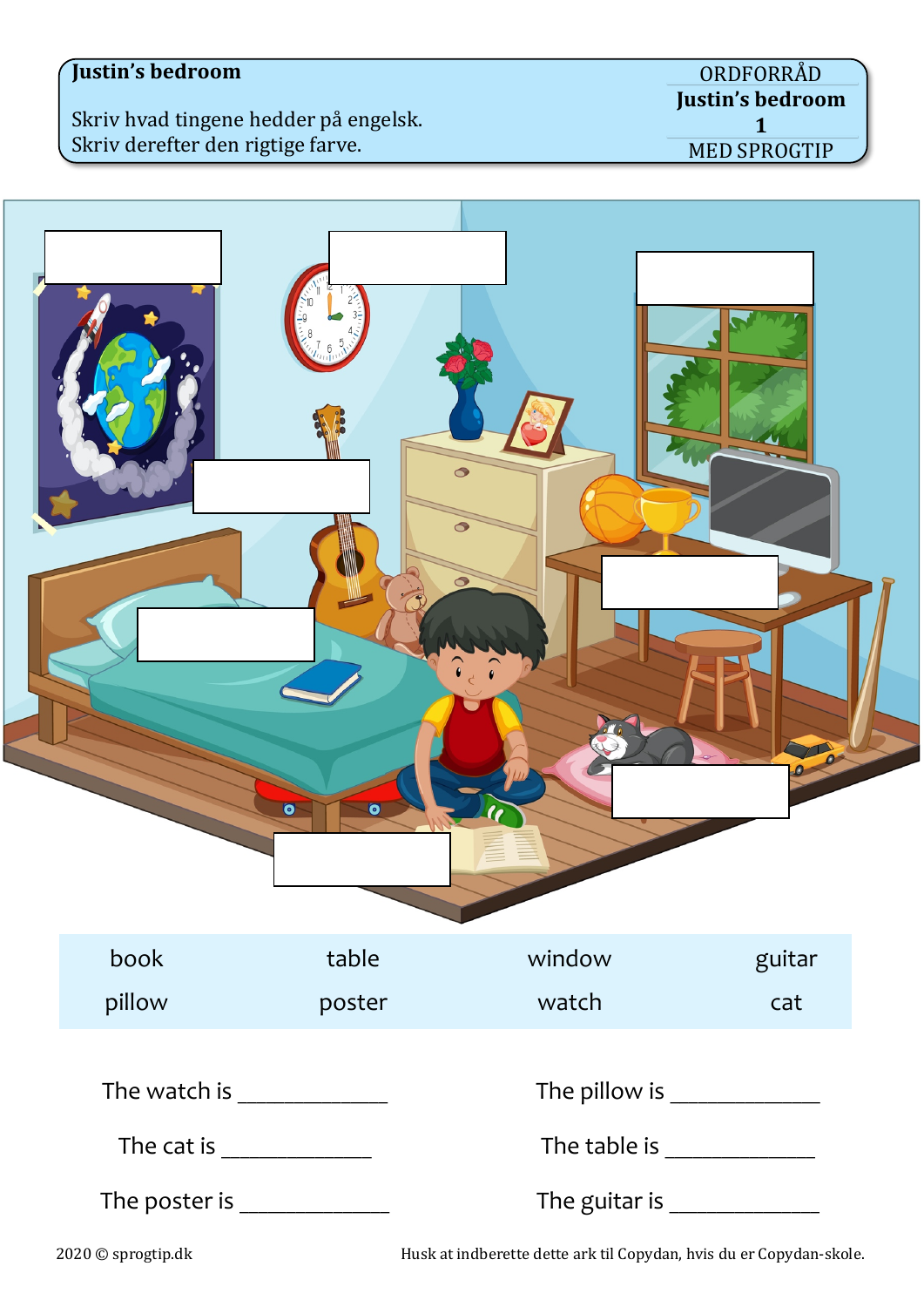**Justin's bedroom**

Skriv hvad tingene hedder på engelsk.
Skriv derefter den rigtige farve.

ORDFORRÅD
**Justin's bedroom**
**1**
MED SPROGTIP

| | | | |
|---|---|---|---|
| book | table | window | guitar |
| pillow | poster | watch | cat |

The watch is ____________

The pillow is ____________

The cat is ____________

The table is ____________

The poster is ____________

The guitar is ____________

2020 © sprogtip.dk

Husk at indberette dette ark til Copydan, hvis du er Copydan-skole.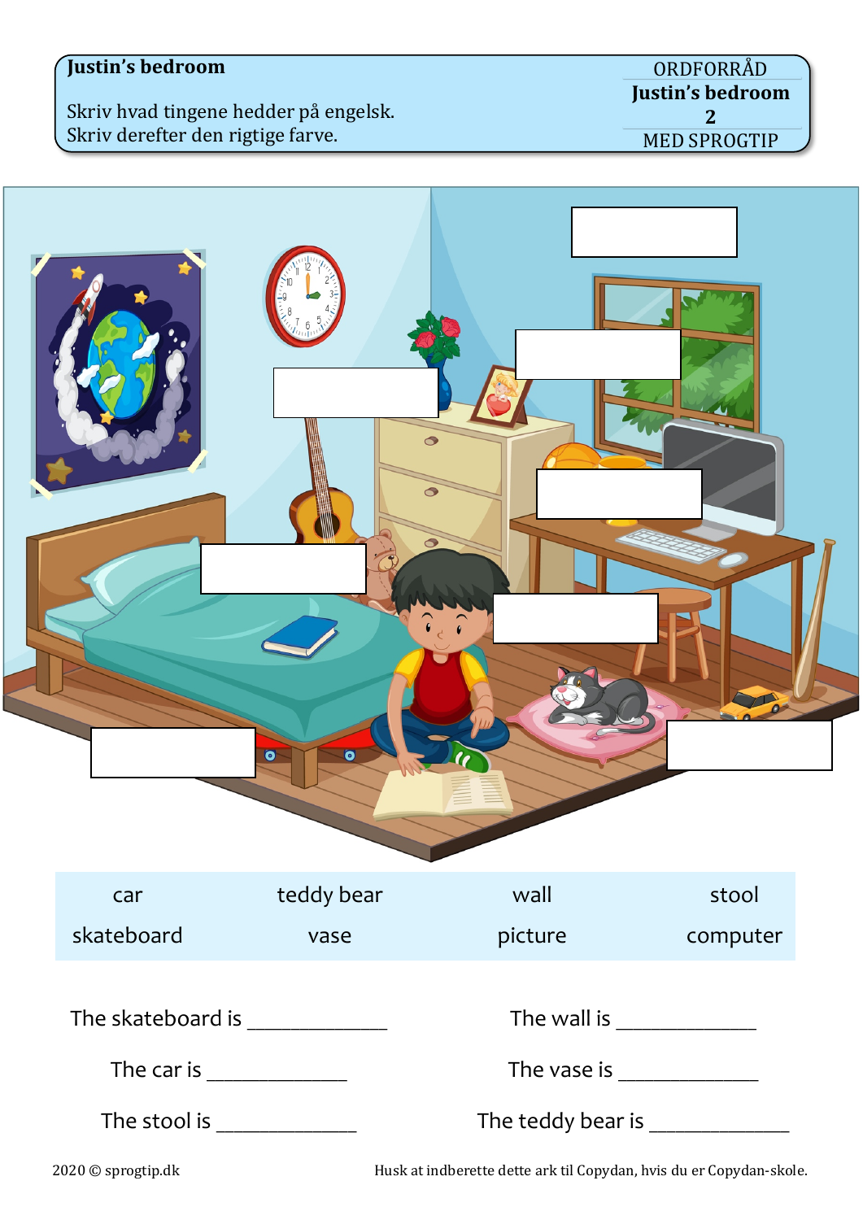**Justin's bedroom**

Skriv hvad tingene hedder på engelsk.
Skriv derefter den rigtige farve.

ORDFORRÅD
**Justin's bedroom**
**2**
MED SPROGTIP

| car | teddy bear | wall | stool |
|---|---|---|---|
| skateboard | vase | picture | computer |

The skateboard is ____________

The car is ____________

The stool is ____________

The wall is ____________

The vase is ____________

The teddy bear is ____________

2020 © sprogtip.dk

Husk at indberette dette ark til Copydan, hvis du er Copydan-skole.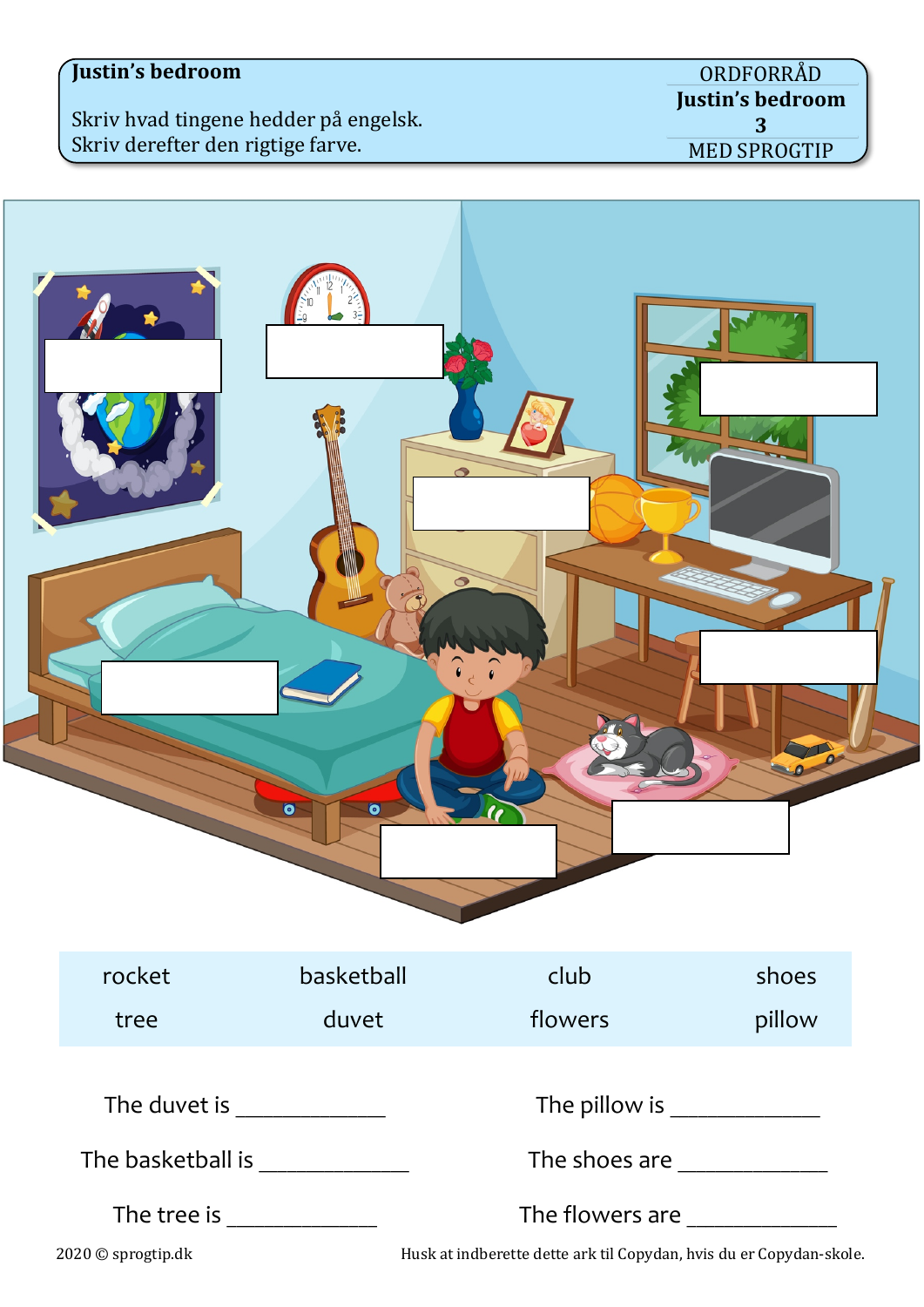**Justin's bedroom**

Skriv hvad tingene hedder på engelsk.
Skriv derefter den rigtige farve.

ORDFORRÅD
**Justin's bedroom**
**3**
MED SPROGTIP

| rocket | basketball | club | shoes |
|---|---|---|---|
| tree | duvet | flowers | pillow |

The duvet is ______________

The pillow is ______________

The basketball is ______________

The shoes are ______________

The tree is ______________

The flowers are ______________

2020 © sprogtip.dk

Husk at indberette dette ark til Copydan, hvis du er Copydan-skole.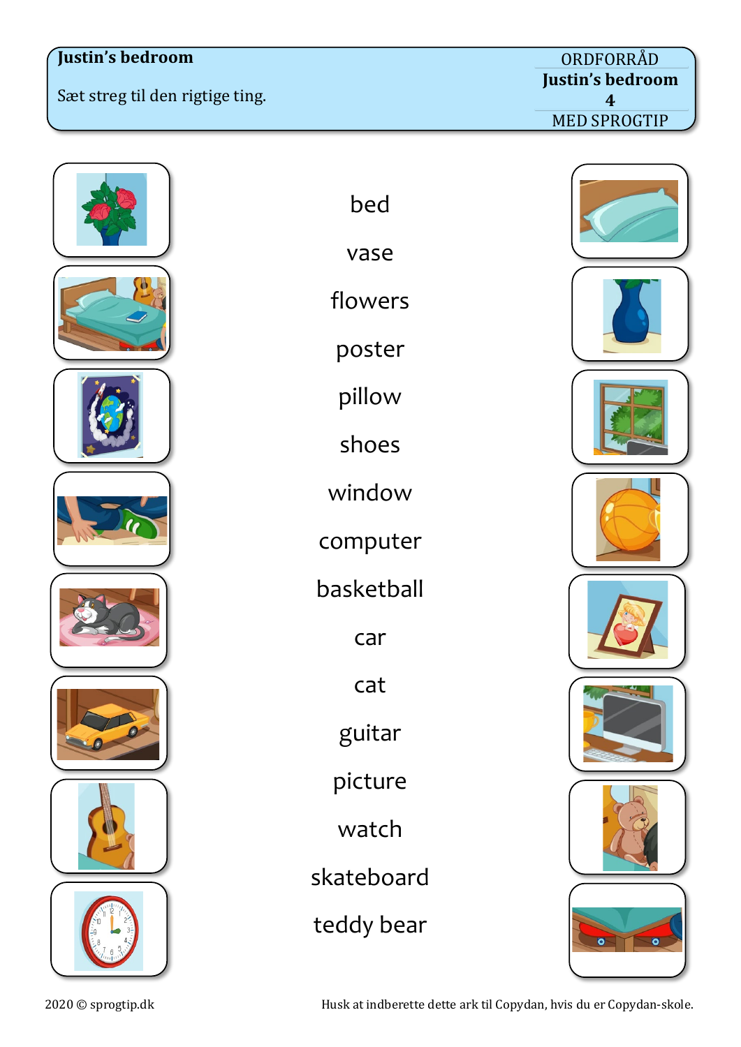**Justin's bedroom**

Sæt streg til den rigtige ting.

ORDFORRÅD
**Justin's bedroom**
**4**
MED SPROGTIP

bed

vase

flowers

poster

pillow

shoes

window

computer

basketball

car

cat

guitar

picture

watch

skateboard

teddy bear

2020 © sprogtip.dk

Husk at indberette dette ark til Copydan, hvis du er Copydan-skole.